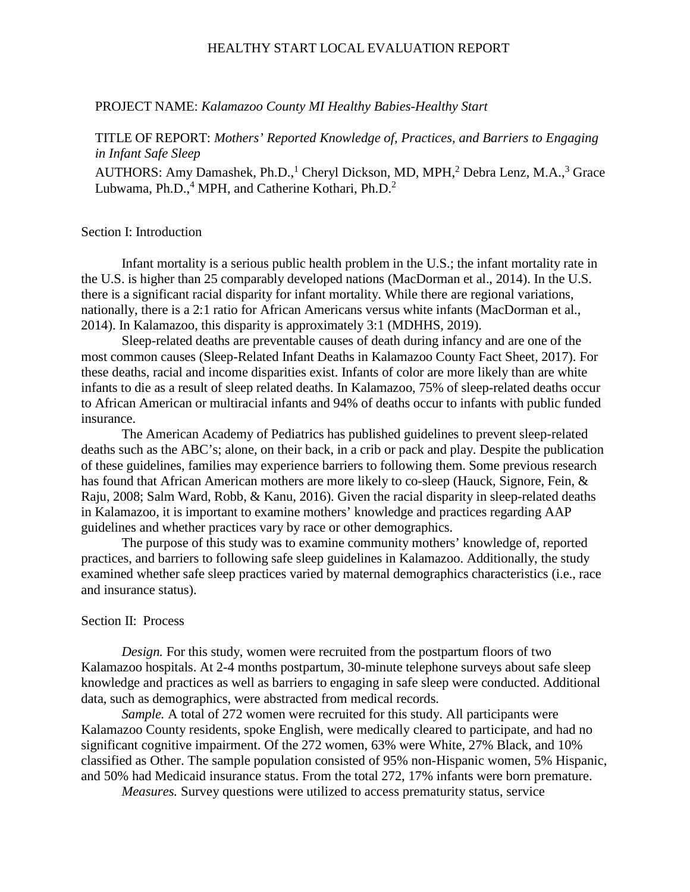# HEALTHY START LOCAL EVALUATION REPORT

PROJECT NAME: *Kalamazoo County MI Healthy Babies-Healthy Start*

TITLE OF REPORT: *Mothers' Reported Knowledge of, Practices, and Barriers to Engaging in Infant Safe Sleep*

AUTHORS: Amy Damashek, Ph.D.,[1] Cheryl Dickson, MD, MPH,[2] Debra Lenz, M.A.,[3] Grace Lubwama, Ph.D.,[4] MPH, and Catherine Kothari, Ph.D.[2]

## Section I: Introduction

Infant mortality is a serious public health problem in the U.S.; the infant mortality rate in the U.S. is higher than 25 comparably developed nations (MacDorman et al., 2014). In the U.S. there is a significant racial disparity for infant mortality. While there are regional variations, nationally, there is a 2:1 ratio for African Americans versus white infants (MacDorman et al., 2014). In Kalamazoo, this disparity is approximately 3:1 (MDHHS, 2019).

Sleep-related deaths are preventable causes of death during infancy and are one of the most common causes (Sleep-Related Infant Deaths in Kalamazoo County Fact Sheet, 2017). For these deaths, racial and income disparities exist. Infants of color are more likely than are white infants to die as a result of sleep related deaths. In Kalamazoo, 75% of sleep-related deaths occur to African American or multiracial infants and 94% of deaths occur to infants with public funded insurance.

The American Academy of Pediatrics has published guidelines to prevent sleep-related deaths such as the ABC's; alone, on their back, in a crib or pack and play. Despite the publication of these guidelines, families may experience barriers to following them. Some previous research has found that African American mothers are more likely to co-sleep (Hauck, Signore, Fein, & Raju, 2008; Salm Ward, Robb, & Kanu, 2016). Given the racial disparity in sleep-related deaths in Kalamazoo, it is important to examine mothers' knowledge and practices regarding AAP guidelines and whether practices vary by race or other demographics.

The purpose of this study was to examine community mothers' knowledge of, reported practices, and barriers to following safe sleep guidelines in Kalamazoo. Additionally, the study examined whether safe sleep practices varied by maternal demographics characteristics (i.e., race and insurance status).

## Section II: Process

*Design.* For this study, women were recruited from the postpartum floors of two Kalamazoo hospitals. At 2-4 months postpartum, 30-minute telephone surveys about safe sleep knowledge and practices as well as barriers to engaging in safe sleep were conducted. Additional data, such as demographics, were abstracted from medical records.

*Sample.* A total of 272 women were recruited for this study. All participants were Kalamazoo County residents, spoke English, were medically cleared to participate, and had no significant cognitive impairment. Of the 272 women, 63% were White, 27% Black, and 10% classified as Other. The sample population consisted of 95% non-Hispanic women, 5% Hispanic, and 50% had Medicaid insurance status. From the total 272, 17% infants were born premature.

*Measures.* Survey questions were utilized to access prematurity status, service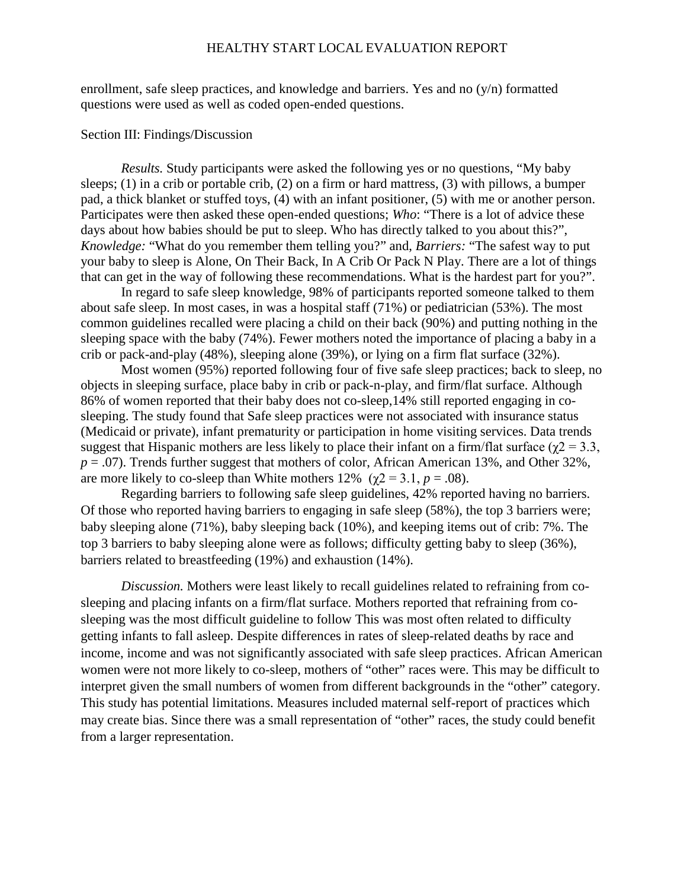enrollment, safe sleep practices, and knowledge and barriers. Yes and no (y/n) formatted questions were used as well as coded open-ended questions.

Section III: Findings/Discussion

*Results.* Study participants were asked the following yes or no questions, "My baby sleeps; (1) in a crib or portable crib, (2) on a firm or hard mattress, (3) with pillows, a bumper pad, a thick blanket or stuffed toys, (4) with an infant positioner, (5) with me or another person. Participates were then asked these open-ended questions; *Who*: "There is a lot of advice these days about how babies should be put to sleep. Who has directly talked to you about this?", *Knowledge:* "What do you remember them telling you?" and, *Barriers:* "The safest way to put your baby to sleep is Alone, On Their Back, In A Crib Or Pack N Play. There are a lot of things that can get in the way of following these recommendations. What is the hardest part for you?".

In regard to safe sleep knowledge, 98% of participants reported someone talked to them about safe sleep. In most cases, in was a hospital staff (71%) or pediatrician (53%). The most common guidelines recalled were placing a child on their back (90%) and putting nothing in the sleeping space with the baby (74%). Fewer mothers noted the importance of placing a baby in a crib or pack-and-play (48%), sleeping alone (39%), or lying on a firm flat surface (32%).

Most women (95%) reported following four of five safe sleep practices; back to sleep, no objects in sleeping surface, place baby in crib or pack-n-play, and firm/flat surface. Although 86% of women reported that their baby does not co-sleep,14% still reported engaging in co-sleeping. The study found that Safe sleep practices were not associated with insurance status (Medicaid or private), infant prematurity or participation in home visiting services. Data trends suggest that Hispanic mothers are less likely to place their infant on a firm/flat surface ($\chi2 = 3.3$, $p = .07$). Trends further suggest that mothers of color, African American 13%, and Other 32%, are more likely to co-sleep than White mothers 12% ($\chi2 = 3.1$, $p = .08$).

Regarding barriers to following safe sleep guidelines, 42% reported having no barriers. Of those who reported having barriers to engaging in safe sleep (58%), the top 3 barriers were; baby sleeping alone (71%), baby sleeping back (10%), and keeping items out of crib: 7%. The top 3 barriers to baby sleeping alone were as follows; difficulty getting baby to sleep (36%), barriers related to breastfeeding (19%) and exhaustion (14%).

*Discussion.* Mothers were least likely to recall guidelines related to refraining from co-sleeping and placing infants on a firm/flat surface. Mothers reported that refraining from co-sleeping was the most difficult guideline to follow This was most often related to difficulty getting infants to fall asleep. Despite differences in rates of sleep-related deaths by race and income, income and was not significantly associated with safe sleep practices. African American women were not more likely to co-sleep, mothers of "other" races were. This may be difficult to interpret given the small numbers of women from different backgrounds in the "other" category. This study has potential limitations. Measures included maternal self-report of practices which may create bias. Since there was a small representation of "other" races, the study could benefit from a larger representation.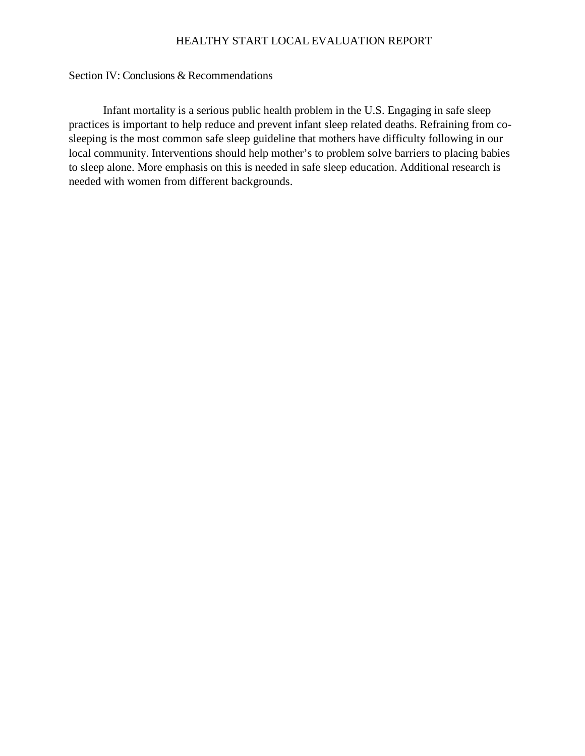## Section IV: Conclusions & Recommendations

Infant mortality is a serious public health problem in the U.S. Engaging in safe sleep practices is important to help reduce and prevent infant sleep related deaths. Refraining from co-sleeping is the most common safe sleep guideline that mothers have difficulty following in our local community. Interventions should help mother's to problem solve barriers to placing babies to sleep alone. More emphasis on this is needed in safe sleep education. Additional research is needed with women from different backgrounds.